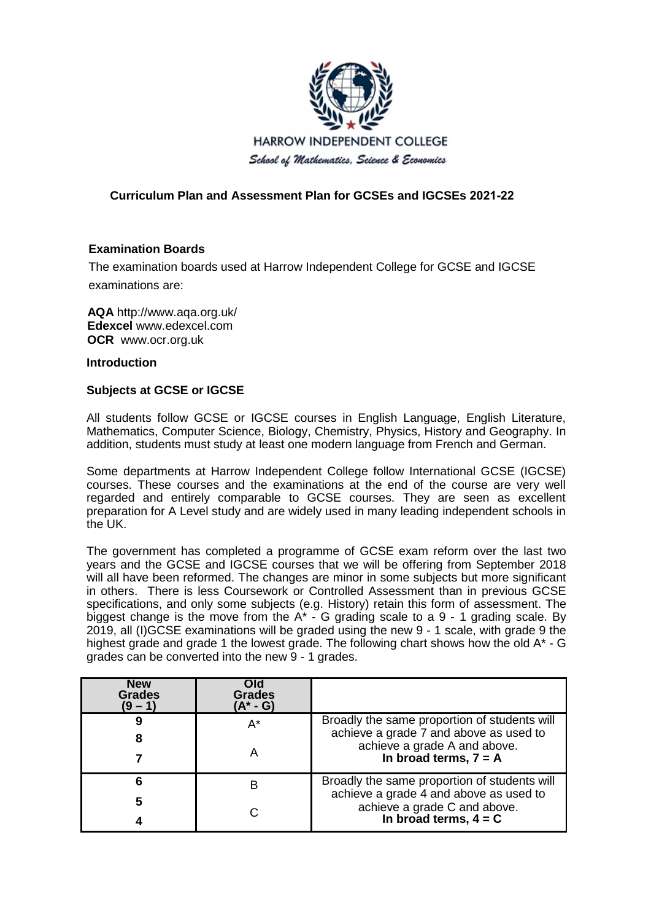HARROW INDEPENDENT COLLEGE

*School of Mathematics, Science & Economics*

## Curriculum Plan and Assessment Plan for GCSEs and IGCSEs 2021-22

### Examination Boards

The examination boards used at Harrow Independent College for GCSE and IGCSE examinations are:

**AQA** http://www.aqa.org.uk/
**Edexcel** www.edexcel.com
**OCR** www.ocr.org.uk

### Introduction

### Subjects at GCSE or IGCSE

All students follow GCSE or IGCSE courses in English Language, English Literature, Mathematics, Computer Science, Biology, Chemistry, Physics, History and Geography. In addition, students must study at least one modern language from French and German.

Some departments at Harrow Independent College follow International GCSE (IGCSE) courses. These courses and the examinations at the end of the course are very well regarded and entirely comparable to GCSE courses. They are seen as excellent preparation for A Level study and are widely used in many leading independent schools in the UK.

The government has completed a programme of GCSE exam reform over the last two years and the GCSE and IGCSE courses that we will be offering from September 2018 will all have been reformed. The changes are minor in some subjects but more significant in others. There is less Coursework or Controlled Assessment than in previous GCSE specifications, and only some subjects (e.g. History) retain this form of assessment. The biggest change is the move from the A* - G grading scale to a 9 - 1 grading scale. By 2019, all (I)GCSE examinations will be graded using the new 9 - 1 scale, with grade 9 the highest grade and grade 1 the lowest grade. The following chart shows how the old A* - G grades can be converted into the new 9 - 1 grades.

| New Grades (9 – 1) | Old Grades (A* - G) | |
|---|---|---|
| 9 | A* | Broadly the same proportion of students will achieve a grade 7 and above as used to achieve a grade A and above. **In broad terms, 7 = A** |
| 8 | | |
| 7 | A | |
| 6 | B | Broadly the same proportion of students will achieve a grade 4 and above as used to achieve a grade C and above. **In broad terms, 4 = C** |
| 5 | | |
| 4 | C | |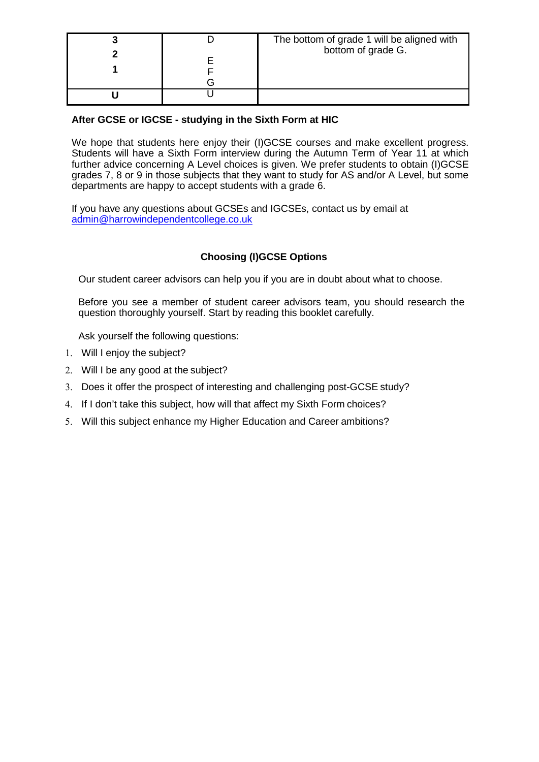| | | |
|---|---|---|
| **3**<br>**2**<br><br>**1** | D<br><br>E<br>F<br>G | The bottom of grade 1 will be aligned with bottom of grade G. |
| **U** | U | |

**After GCSE or IGCSE - studying in the Sixth Form at HIC**

We hope that students here enjoy their (I)GCSE courses and make excellent progress. Students will have a Sixth Form interview during the Autumn Term of Year 11 at which further advice concerning A Level choices is given. We prefer students to obtain (I)GCSE grades 7, 8 or 9 in those subjects that they want to study for AS and/or A Level, but some departments are happy to accept students with a grade 6.

If you have any questions about GCSEs and IGCSEs, contact us by email at admin@harrowindependentcollege.co.uk

**Choosing (I)GCSE Options**

Our student career advisors can help you if you are in doubt about what to choose.

Before you see a member of student career advisors team, you should research the question thoroughly yourself. Start by reading this booklet carefully.

Ask yourself the following questions:

1. Will I enjoy the subject?
2. Will I be any good at the subject?
3. Does it offer the prospect of interesting and challenging post-GCSE study?
4. If I don't take this subject, how will that affect my Sixth Form choices?
5. Will this subject enhance my Higher Education and Career ambitions?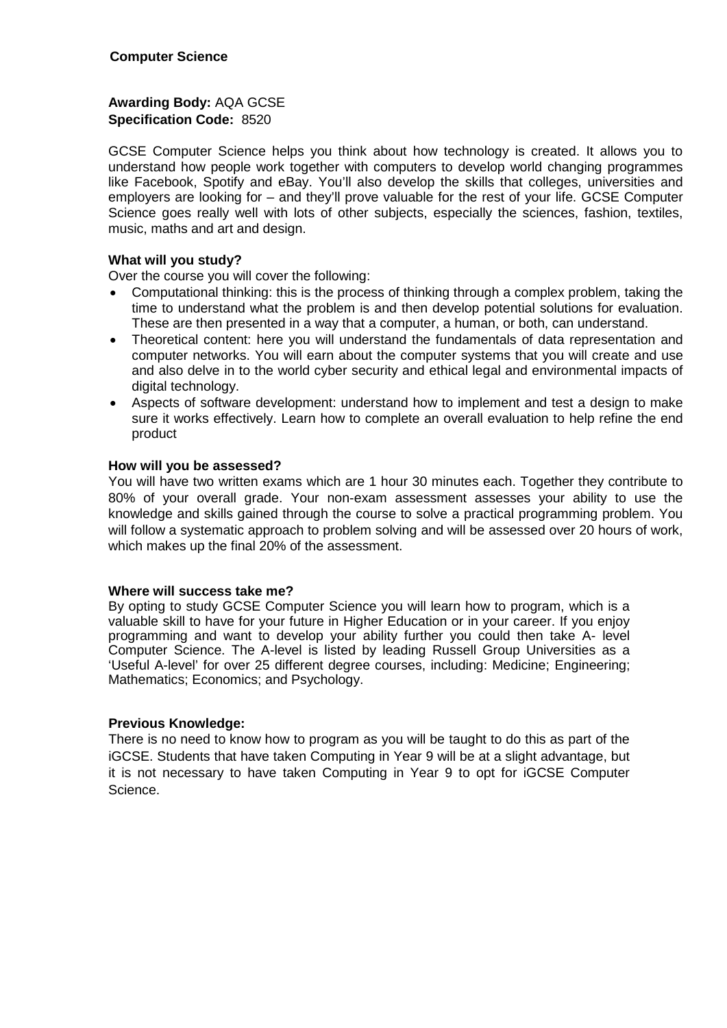## Computer Science

**Awarding Body:** AQA GCSE
**Specification Code:** 8520

GCSE Computer Science helps you think about how technology is created. It allows you to understand how people work together with computers to develop world changing programmes like Facebook, Spotify and eBay. You'll also develop the skills that colleges, universities and employers are looking for – and they'll prove valuable for the rest of your life. GCSE Computer Science goes really well with lots of other subjects, especially the sciences, fashion, textiles, music, maths and art and design.

### What will you study?

Over the course you will cover the following:

- Computational thinking: this is the process of thinking through a complex problem, taking the time to understand what the problem is and then develop potential solutions for evaluation. These are then presented in a way that a computer, a human, or both, can understand.
- Theoretical content: here you will understand the fundamentals of data representation and computer networks. You will earn about the computer systems that you will create and use and also delve in to the world cyber security and ethical legal and environmental impacts of digital technology.
- Aspects of software development: understand how to implement and test a design to make sure it works effectively. Learn how to complete an overall evaluation to help refine the end product

### How will you be assessed?

You will have two written exams which are 1 hour 30 minutes each. Together they contribute to 80% of your overall grade. Your non-exam assessment assesses your ability to use the knowledge and skills gained through the course to solve a practical programming problem. You will follow a systematic approach to problem solving and will be assessed over 20 hours of work, which makes up the final 20% of the assessment.

### Where will success take me?

By opting to study GCSE Computer Science you will learn how to program, which is a valuable skill to have for your future in Higher Education or in your career. If you enjoy programming and want to develop your ability further you could then take A- level Computer Science. The A-level is listed by leading Russell Group Universities as a 'Useful A-level' for over 25 different degree courses, including: Medicine; Engineering; Mathematics; Economics; and Psychology.

### Previous Knowledge:

There is no need to know how to program as you will be taught to do this as part of the iGCSE. Students that have taken Computing in Year 9 will be at a slight advantage, but it is not necessary to have taken Computing in Year 9 to opt for iGCSE Computer Science.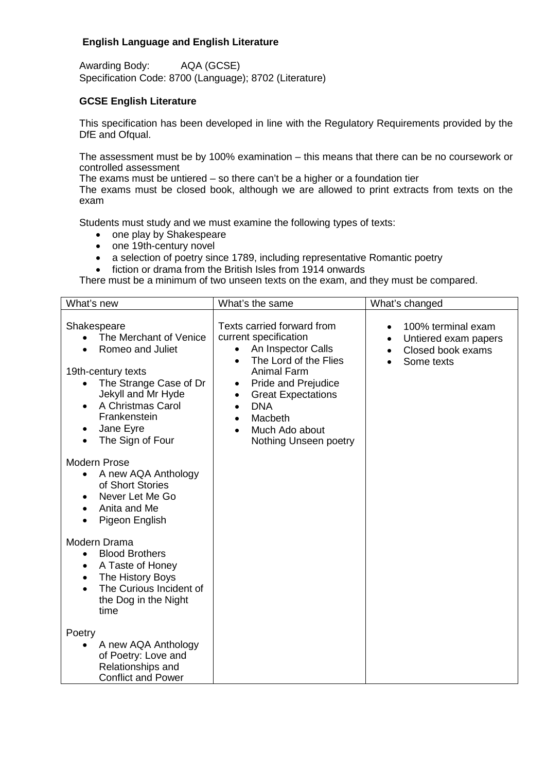### English Language and English Literature

Awarding Body: AQA (GCSE)
Specification Code: 8700 (Language); 8702 (Literature)

#### GCSE English Literature

This specification has been developed in line with the Regulatory Requirements provided by the DfE and Ofqual.

The assessment must be by 100% examination – this means that there can be no coursework or controlled assessment
The exams must be untiered – so there can't be a higher or a foundation tier
The exams must be closed book, although we are allowed to print extracts from texts on the exam

Students must study and we must examine the following types of texts:

- one play by Shakespeare
- one 19th-century novel
- a selection of poetry since 1789, including representative Romantic poetry
- fiction or drama from the British Isles from 1914 onwards

There must be a minimum of two unseen texts on the exam, and they must be compared.

| What's new | What's the same | What's changed |
|---|---|---|
| Shakespeare<br>• The Merchant of Venice<br>• Romeo and Juliet<br><br>19th-century texts<br>• The Strange Case of Dr Jekyll and Mr Hyde<br>• A Christmas Carol Frankenstein<br>• Jane Eyre<br>• The Sign of Four<br><br>Modern Prose<br>• A new AQA Anthology of Short Stories<br>• Never Let Me Go<br>• Anita and Me<br>• Pigeon English<br><br>Modern Drama<br>• Blood Brothers<br>• A Taste of Honey<br>• The History Boys<br>• The Curious Incident of the Dog in the Night time<br><br>Poetry<br>• A new AQA Anthology of Poetry: Love and Relationships and Conflict and Power | Texts carried forward from current specification<br>• An Inspector Calls<br>• The Lord of the Flies Animal Farm<br>• Pride and Prejudice<br>• Great Expectations<br>• DNA<br>• Macbeth<br>• Much Ado about Nothing Unseen poetry | • 100% terminal exam<br>• Untiered exam papers<br>• Closed book exams<br>• Some texts |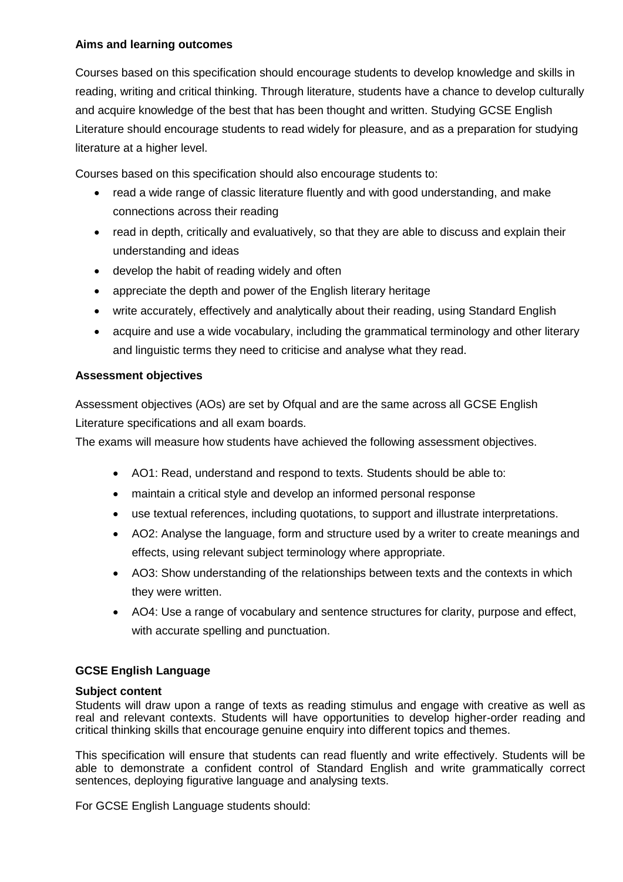**Aims and learning outcomes**

Courses based on this specification should encourage students to develop knowledge and skills in reading, writing and critical thinking. Through literature, students have a chance to develop culturally and acquire knowledge of the best that has been thought and written. Studying GCSE English Literature should encourage students to read widely for pleasure, and as a preparation for studying literature at a higher level.

Courses based on this specification should also encourage students to:

- read a wide range of classic literature fluently and with good understanding, and make connections across their reading
- read in depth, critically and evaluatively, so that they are able to discuss and explain their understanding and ideas
- develop the habit of reading widely and often
- appreciate the depth and power of the English literary heritage
- write accurately, effectively and analytically about their reading, using Standard English
- acquire and use a wide vocabulary, including the grammatical terminology and other literary and linguistic terms they need to criticise and analyse what they read.

**Assessment objectives**

Assessment objectives (AOs) are set by Ofqual and are the same across all GCSE English Literature specifications and all exam boards.

The exams will measure how students have achieved the following assessment objectives.

- AO1: Read, understand and respond to texts. Students should be able to:
- maintain a critical style and develop an informed personal response
- use textual references, including quotations, to support and illustrate interpretations.
- AO2: Analyse the language, form and structure used by a writer to create meanings and effects, using relevant subject terminology where appropriate.
- AO3: Show understanding of the relationships between texts and the contexts in which they were written.
- AO4: Use a range of vocabulary and sentence structures for clarity, purpose and effect, with accurate spelling and punctuation.

**GCSE English Language**

**Subject content**

Students will draw upon a range of texts as reading stimulus and engage with creative as well as real and relevant contexts. Students will have opportunities to develop higher-order reading and critical thinking skills that encourage genuine enquiry into different topics and themes.

This specification will ensure that students can read fluently and write effectively. Students will be able to demonstrate a confident control of Standard English and write grammatically correct sentences, deploying figurative language and analysing texts.

For GCSE English Language students should: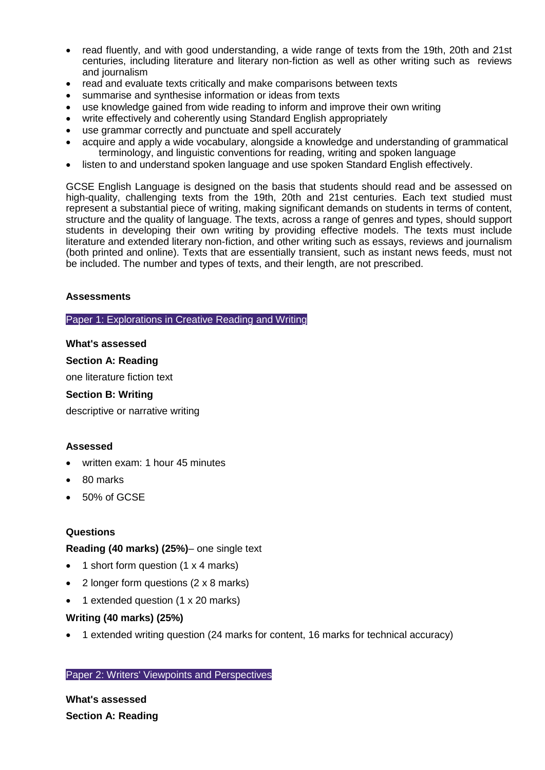- read fluently, and with good understanding, a wide range of texts from the 19th, 20th and 21st centuries, including literature and literary non-fiction as well as other writing such as reviews and journalism
- read and evaluate texts critically and make comparisons between texts
- summarise and synthesise information or ideas from texts
- use knowledge gained from wide reading to inform and improve their own writing
- write effectively and coherently using Standard English appropriately
- use grammar correctly and punctuate and spell accurately
- acquire and apply a wide vocabulary, alongside a knowledge and understanding of grammatical terminology, and linguistic conventions for reading, writing and spoken language
- listen to and understand spoken language and use spoken Standard English effectively.

GCSE English Language is designed on the basis that students should read and be assessed on high-quality, challenging texts from the 19th, 20th and 21st centuries. Each text studied must represent a substantial piece of writing, making significant demands on students in terms of content, structure and the quality of language. The texts, across a range of genres and types, should support students in developing their own writing by providing effective models. The texts must include literature and extended literary non-fiction, and other writing such as essays, reviews and journalism (both printed and online). Texts that are essentially transient, such as instant news feeds, must not be included. The number and types of texts, and their length, are not prescribed.

**Assessments**

## Paper 1: Explorations in Creative Reading and Writing

**What's assessed**

**Section A: Reading**

one literature fiction text

**Section B: Writing**

descriptive or narrative writing

**Assessed**

- written exam: 1 hour 45 minutes
- 80 marks
- 50% of GCSE

**Questions**

**Reading (40 marks) (25%)**– one single text

- 1 short form question (1 x 4 marks)
- 2 longer form questions (2 x 8 marks)
- 1 extended question (1 x 20 marks)

**Writing (40 marks) (25%)**

- 1 extended writing question (24 marks for content, 16 marks for technical accuracy)

## Paper 2: Writers' Viewpoints and Perspectives

**What's assessed**

**Section A: Reading**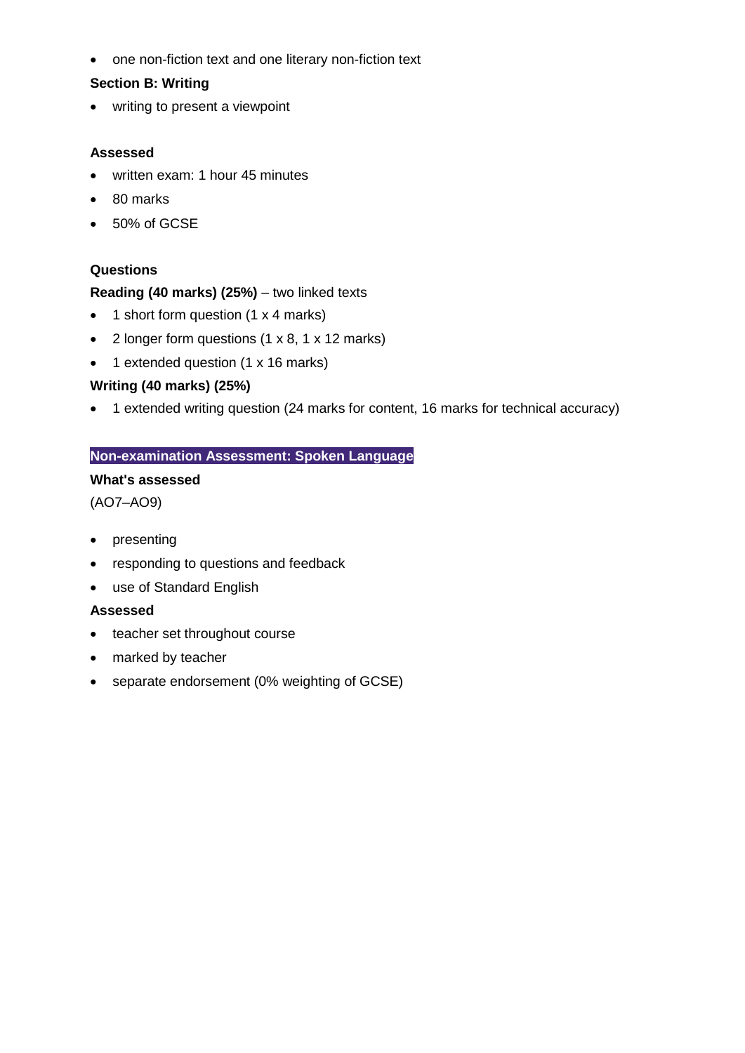- one non-fiction text and one literary non-fiction text

**Section B: Writing**

- writing to present a viewpoint

**Assessed**

- written exam: 1 hour 45 minutes
- 80 marks
- 50% of GCSE

**Questions**

**Reading (40 marks) (25%)** – two linked texts

- 1 short form question (1 x 4 marks)
- 2 longer form questions (1 x 8, 1 x 12 marks)
- 1 extended question (1 x 16 marks)

**Writing (40 marks) (25%)**

- 1 extended writing question (24 marks for content, 16 marks for technical accuracy)

## Non-examination Assessment: Spoken Language

**What's assessed**

(AO7–AO9)

- presenting
- responding to questions and feedback
- use of Standard English

**Assessed**

- teacher set throughout course
- marked by teacher
- separate endorsement (0% weighting of GCSE)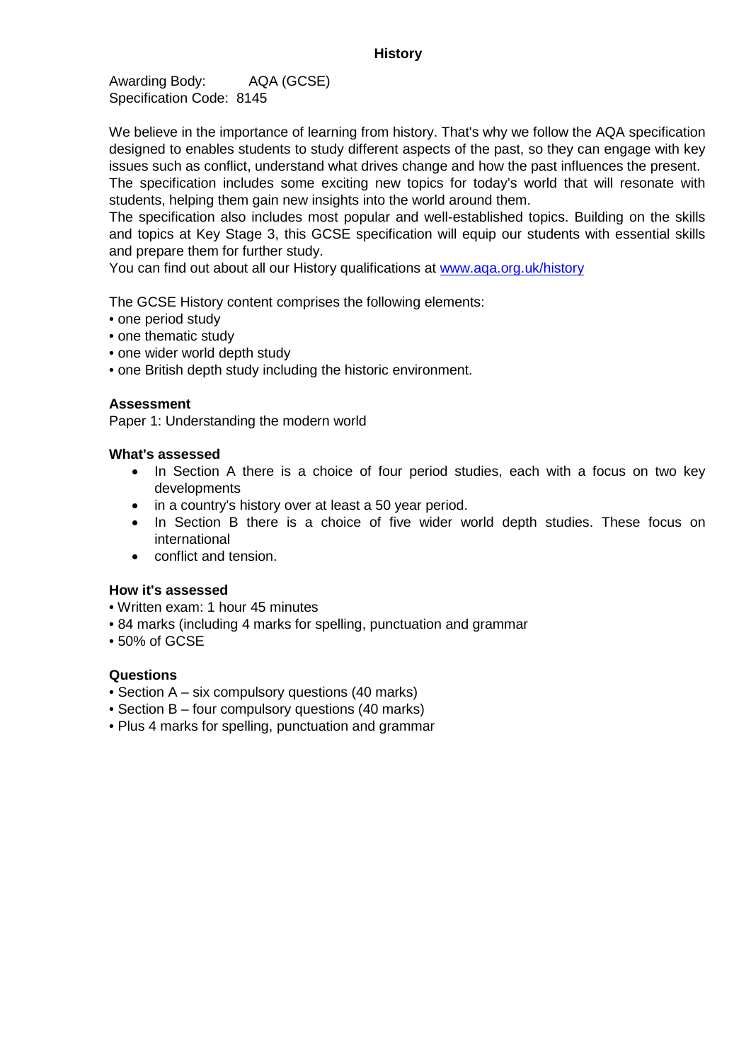## History

Awarding Body: AQA (GCSE)
Specification Code: 8145

We believe in the importance of learning from history. That's why we follow the AQA specification designed to enables students to study different aspects of the past, so they can engage with key issues such as conflict, understand what drives change and how the past influences the present. The specification includes some exciting new topics for today's world that will resonate with students, helping them gain new insights into the world around them.
The specification also includes most popular and well-established topics. Building on the skills and topics at Key Stage 3, this GCSE specification will equip our students with essential skills and prepare them for further study.
You can find out about all our History qualifications at [www.aqa.org.uk/history](http://www.aqa.org.uk/history)

The GCSE History content comprises the following elements:
- one period study
- one thematic study
- one wider world depth study
- one British depth study including the historic environment.

**Assessment**
Paper 1: Understanding the modern world

**What's assessed**

- In Section A there is a choice of four period studies, each with a focus on two key developments
- in a country's history over at least a 50 year period.
- In Section B there is a choice of five wider world depth studies. These focus on international
- conflict and tension.

**How it's assessed**
- Written exam: 1 hour 45 minutes
- 84 marks (including 4 marks for spelling, punctuation and grammar
- 50% of GCSE

**Questions**
- Section A – six compulsory questions (40 marks)
- Section B – four compulsory questions (40 marks)
- Plus 4 marks for spelling, punctuation and grammar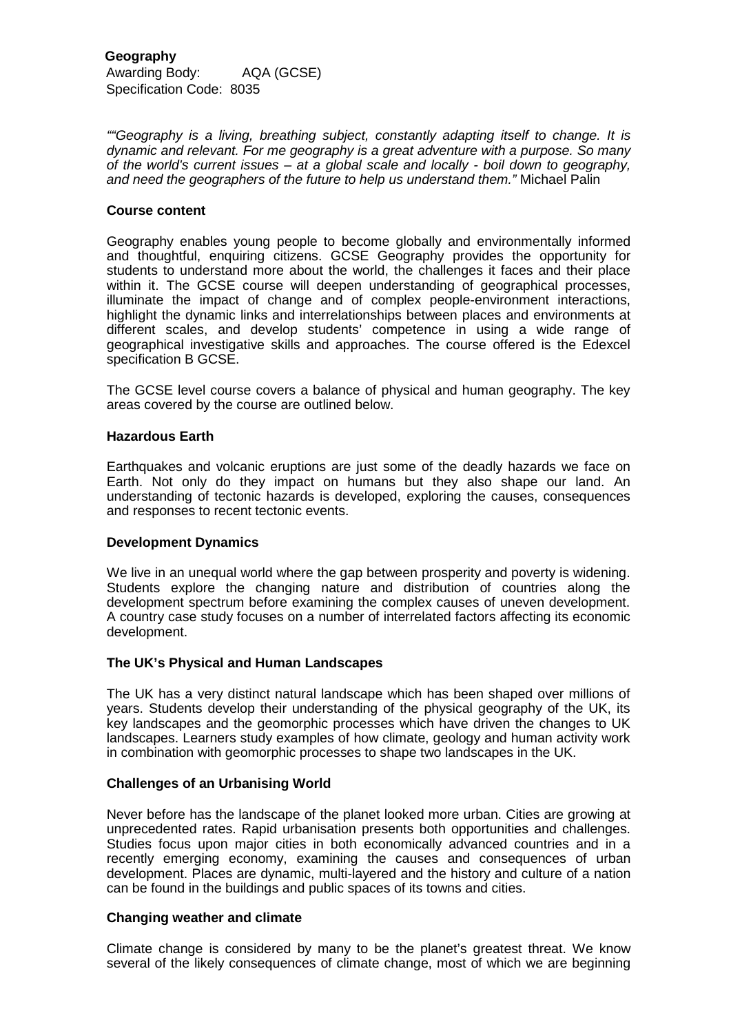**Geography**

Awarding Body: AQA (GCSE)
Specification Code: 8035

*""Geography is a living, breathing subject, constantly adapting itself to change. It is dynamic and relevant. For me geography is a great adventure with a purpose. So many of the world's current issues – at a global scale and locally - boil down to geography, and need the geographers of the future to help us understand them."* Michael Palin

**Course content**

Geography enables young people to become globally and environmentally informed and thoughtful, enquiring citizens. GCSE Geography provides the opportunity for students to understand more about the world, the challenges it faces and their place within it. The GCSE course will deepen understanding of geographical processes, illuminate the impact of change and of complex people-environment interactions, highlight the dynamic links and interrelationships between places and environments at different scales, and develop students' competence in using a wide range of geographical investigative skills and approaches. The course offered is the Edexcel specification B GCSE.

The GCSE level course covers a balance of physical and human geography. The key areas covered by the course are outlined below.

**Hazardous Earth**

Earthquakes and volcanic eruptions are just some of the deadly hazards we face on Earth. Not only do they impact on humans but they also shape our land. An understanding of tectonic hazards is developed, exploring the causes, consequences and responses to recent tectonic events.

**Development Dynamics**

We live in an unequal world where the gap between prosperity and poverty is widening. Students explore the changing nature and distribution of countries along the development spectrum before examining the complex causes of uneven development. A country case study focuses on a number of interrelated factors affecting its economic development.

**The UK's Physical and Human Landscapes**

The UK has a very distinct natural landscape which has been shaped over millions of years. Students develop their understanding of the physical geography of the UK, its key landscapes and the geomorphic processes which have driven the changes to UK landscapes. Learners study examples of how climate, geology and human activity work in combination with geomorphic processes to shape two landscapes in the UK.

**Challenges of an Urbanising World**

Never before has the landscape of the planet looked more urban. Cities are growing at unprecedented rates. Rapid urbanisation presents both opportunities and challenges. Studies focus upon major cities in both economically advanced countries and in a recently emerging economy, examining the causes and consequences of urban development. Places are dynamic, multi-layered and the history and culture of a nation can be found in the buildings and public spaces of its towns and cities.

**Changing weather and climate**

Climate change is considered by many to be the planet's greatest threat. We know several of the likely consequences of climate change, most of which we are beginning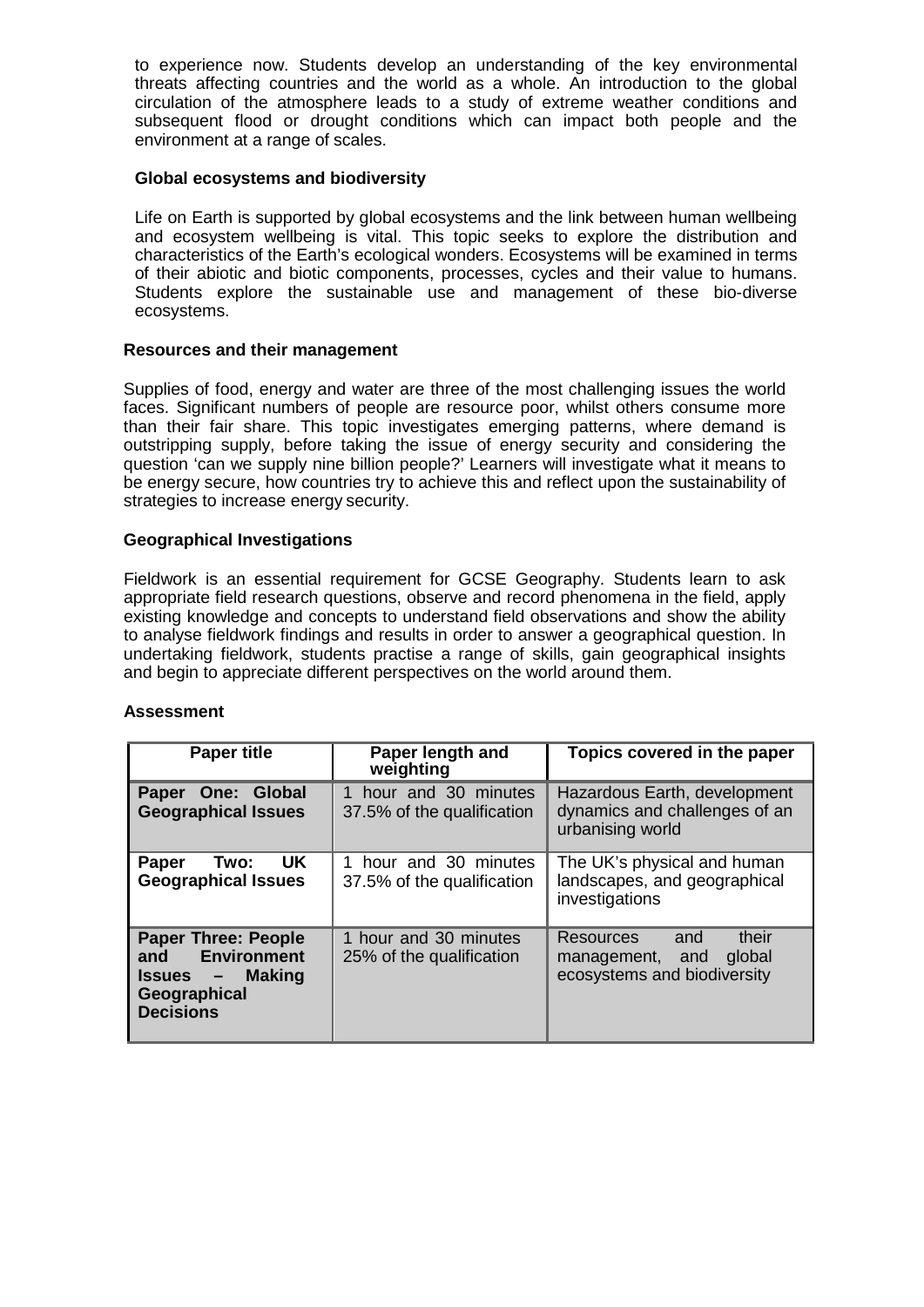to experience now. Students develop an understanding of the key environmental threats affecting countries and the world as a whole. An introduction to the global circulation of the atmosphere leads to a study of extreme weather conditions and subsequent flood or drought conditions which can impact both people and the environment at a range of scales.

**Global ecosystems and biodiversity**

Life on Earth is supported by global ecosystems and the link between human wellbeing and ecosystem wellbeing is vital. This topic seeks to explore the distribution and characteristics of the Earth's ecological wonders. Ecosystems will be examined in terms of their abiotic and biotic components, processes, cycles and their value to humans. Students explore the sustainable use and management of these bio-diverse ecosystems.

**Resources and their management**

Supplies of food, energy and water are three of the most challenging issues the world faces. Significant numbers of people are resource poor, whilst others consume more than their fair share. This topic investigates emerging patterns, where demand is outstripping supply, before taking the issue of energy security and considering the question 'can we supply nine billion people?' Learners will investigate what it means to be energy secure, how countries try to achieve this and reflect upon the sustainability of strategies to increase energy security.

**Geographical Investigations**

Fieldwork is an essential requirement for GCSE Geography. Students learn to ask appropriate field research questions, observe and record phenomena in the field, apply existing knowledge and concepts to understand field observations and show the ability to analyse fieldwork findings and results in order to answer a geographical question. In undertaking fieldwork, students practise a range of skills, gain geographical insights and begin to appreciate different perspectives on the world around them.

**Assessment**

| Paper title | Paper length and weighting | Topics covered in the paper |
|---|---|---|
| **Paper One: Global Geographical Issues** | 1 hour and 30 minutes 37.5% of the qualification | Hazardous Earth, development dynamics and challenges of an urbanising world |
| **Paper Two: UK Geographical Issues** | 1 hour and 30 minutes 37.5% of the qualification | The UK's physical and human landscapes, and geographical investigations |
| **Paper Three: People and Environment Issues – Making Geographical Decisions** | 1 hour and 30 minutes 25% of the qualification | Resources and their management, and global ecosystems and biodiversity |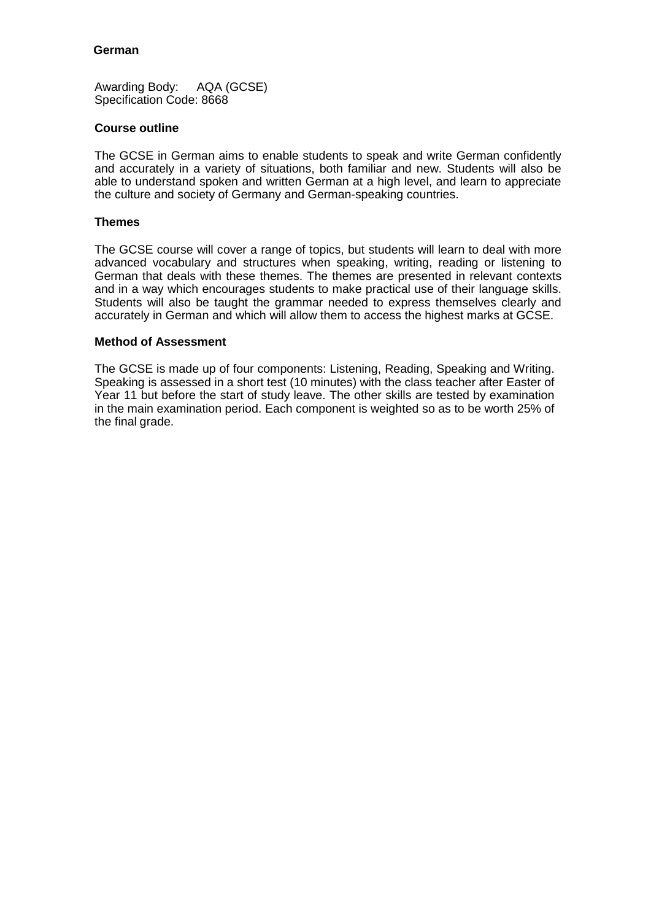# German

Awarding Body: AQA (GCSE)
Specification Code: 8668

## Course outline

The GCSE in German aims to enable students to speak and write German confidently and accurately in a variety of situations, both familiar and new. Students will also be able to understand spoken and written German at a high level, and learn to appreciate the culture and society of Germany and German-speaking countries.

## Themes

The GCSE course will cover a range of topics, but students will learn to deal with more advanced vocabulary and structures when speaking, writing, reading or listening to German that deals with these themes. The themes are presented in relevant contexts and in a way which encourages students to make practical use of their language skills. Students will also be taught the grammar needed to express themselves clearly and accurately in German and which will allow them to access the highest marks at GCSE.

## Method of Assessment

The GCSE is made up of four components: Listening, Reading, Speaking and Writing. Speaking is assessed in a short test (10 minutes) with the class teacher after Easter of Year 11 but before the start of study leave. The other skills are tested by examination in the main examination period. Each component is weighted so as to be worth 25% of the final grade.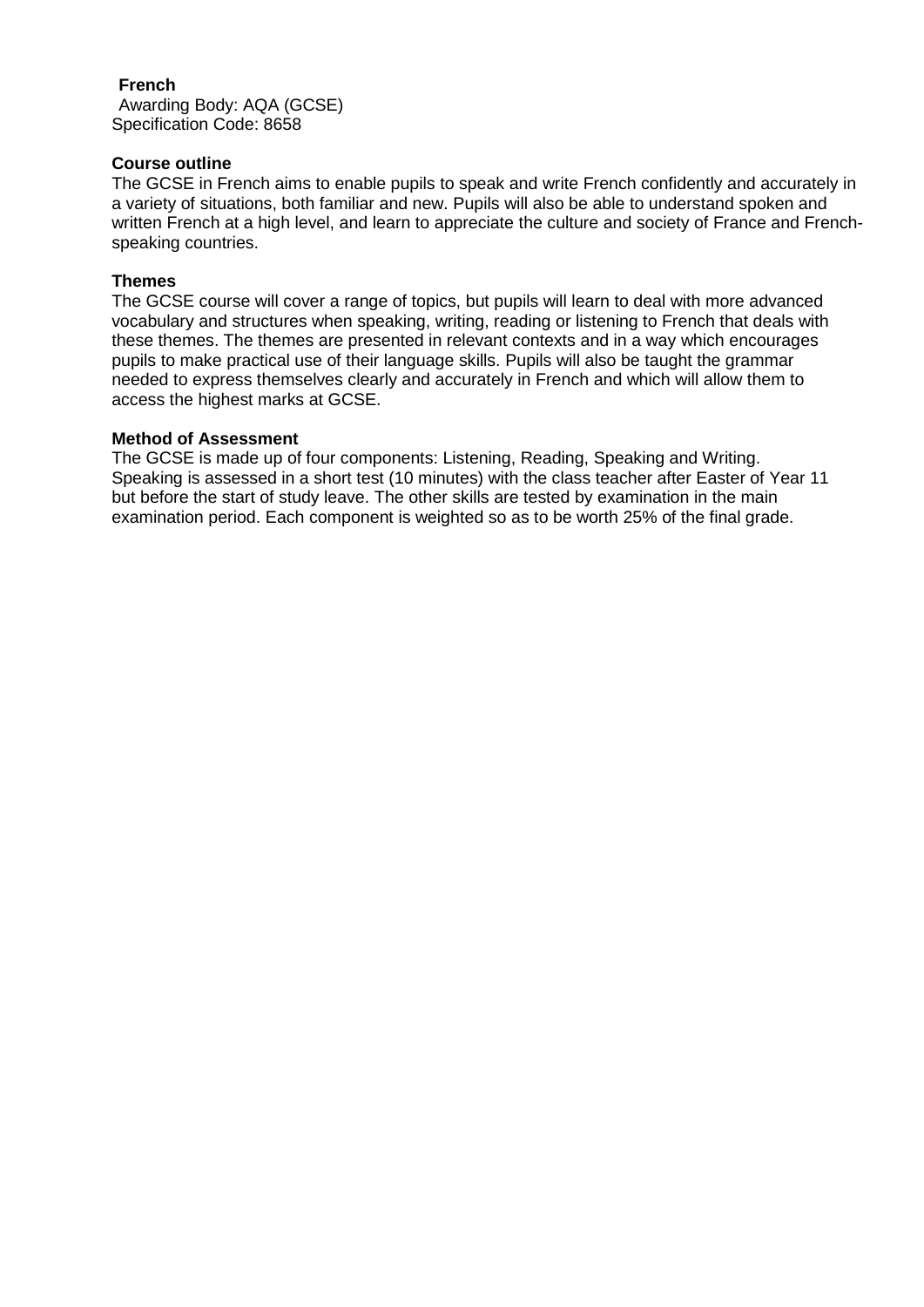**French**
Awarding Body: AQA (GCSE)
Specification Code: 8658

**Course outline**

The GCSE in French aims to enable pupils to speak and write French confidently and accurately in a variety of situations, both familiar and new. Pupils will also be able to understand spoken and written French at a high level, and learn to appreciate the culture and society of France and French-speaking countries.

**Themes**

The GCSE course will cover a range of topics, but pupils will learn to deal with more advanced vocabulary and structures when speaking, writing, reading or listening to French that deals with these themes. The themes are presented in relevant contexts and in a way which encourages pupils to make practical use of their language skills. Pupils will also be taught the grammar needed to express themselves clearly and accurately in French and which will allow them to access the highest marks at GCSE.

**Method of Assessment**

The GCSE is made up of four components: Listening, Reading, Speaking and Writing. Speaking is assessed in a short test (10 minutes) with the class teacher after Easter of Year 11 but before the start of study leave. The other skills are tested by examination in the main examination period. Each component is weighted so as to be worth 25% of the final grade.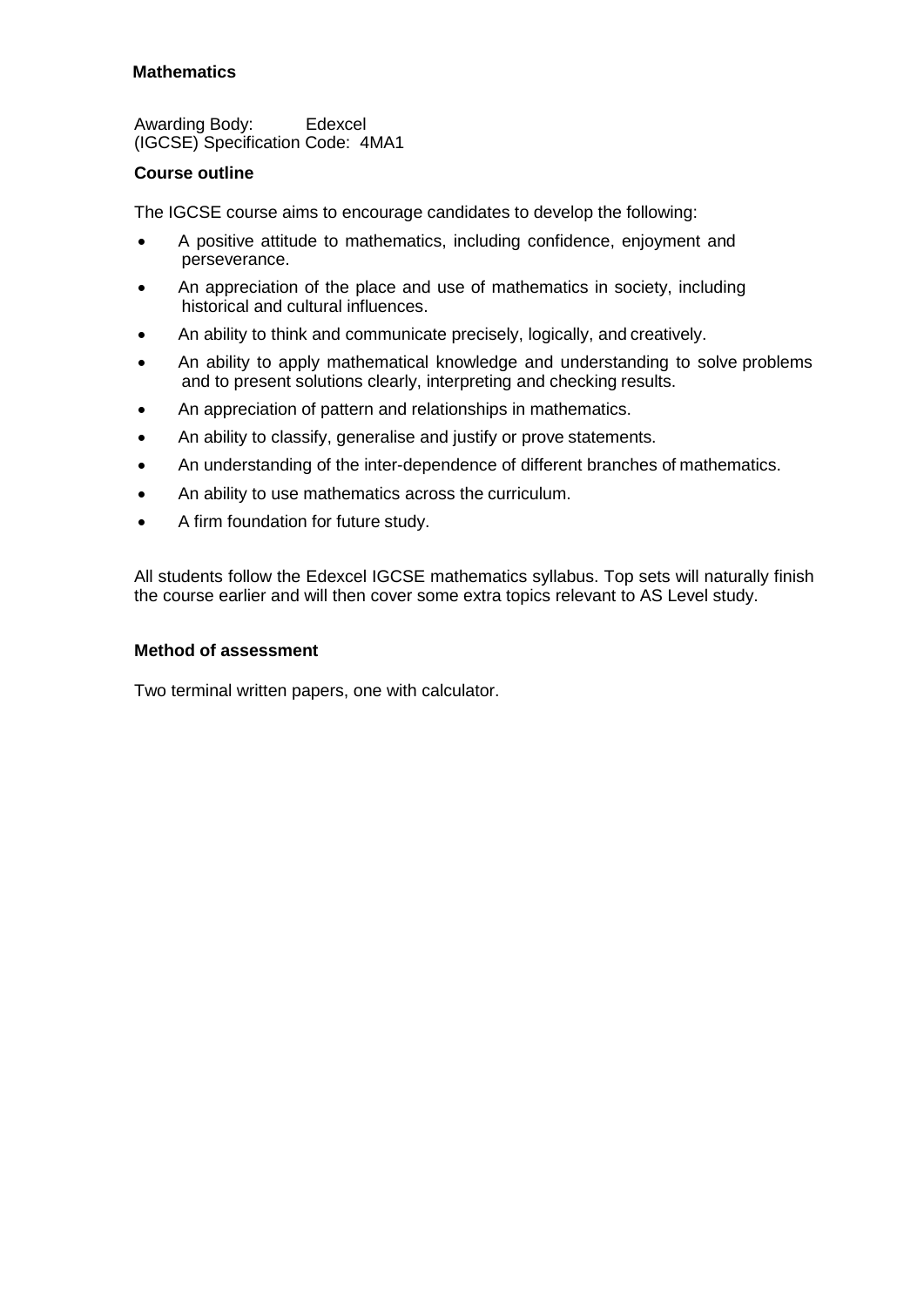## Mathematics

Awarding Body: Edexcel
(IGCSE) Specification Code: 4MA1

### Course outline

The IGCSE course aims to encourage candidates to develop the following:

- A positive attitude to mathematics, including confidence, enjoyment and perseverance.
- An appreciation of the place and use of mathematics in society, including historical and cultural influences.
- An ability to think and communicate precisely, logically, and creatively.
- An ability to apply mathematical knowledge and understanding to solve problems and to present solutions clearly, interpreting and checking results.
- An appreciation of pattern and relationships in mathematics.
- An ability to classify, generalise and justify or prove statements.
- An understanding of the inter-dependence of different branches of mathematics.
- An ability to use mathematics across the curriculum.
- A firm foundation for future study.

All students follow the Edexcel IGCSE mathematics syllabus. Top sets will naturally finish the course earlier and will then cover some extra topics relevant to AS Level study.

### Method of assessment

Two terminal written papers, one with calculator.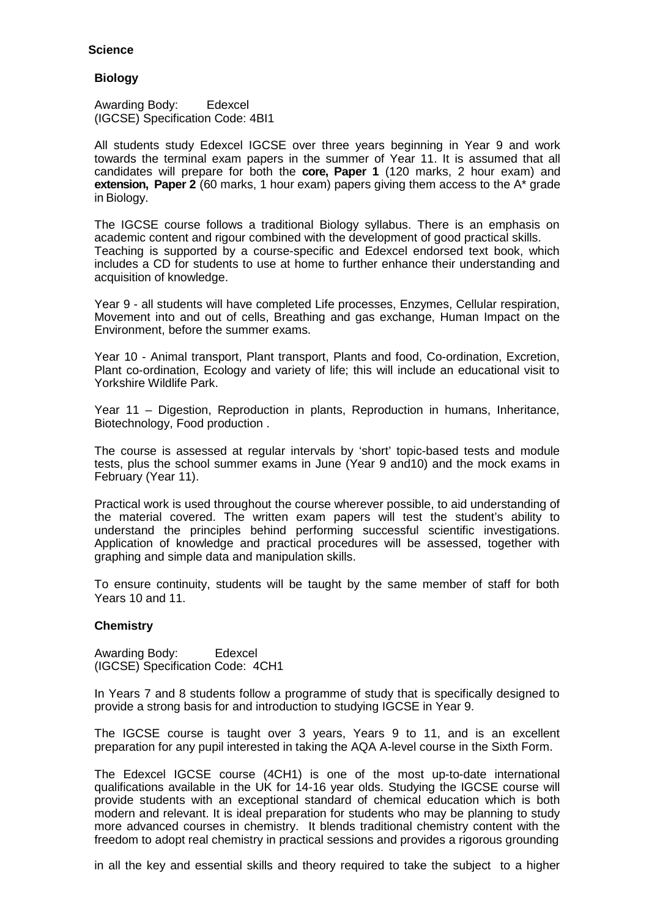## Science

### Biology

Awarding Body: Edexcel
(IGCSE) Specification Code: 4BI1

All students study Edexcel IGCSE over three years beginning in Year 9 and work towards the terminal exam papers in the summer of Year 11. It is assumed that all candidates will prepare for both the **core, Paper 1** (120 marks, 2 hour exam) and **extension, Paper 2** (60 marks, 1 hour exam) papers giving them access to the A* grade in Biology.

The IGCSE course follows a traditional Biology syllabus. There is an emphasis on academic content and rigour combined with the development of good practical skills. Teaching is supported by a course-specific and Edexcel endorsed text book, which includes a CD for students to use at home to further enhance their understanding and acquisition of knowledge.

Year 9 - all students will have completed Life processes, Enzymes, Cellular respiration, Movement into and out of cells, Breathing and gas exchange, Human Impact on the Environment, before the summer exams.

Year 10 - Animal transport, Plant transport, Plants and food, Co-ordination, Excretion, Plant co-ordination, Ecology and variety of life; this will include an educational visit to Yorkshire Wildlife Park.

Year 11 – Digestion, Reproduction in plants, Reproduction in humans, Inheritance, Biotechnology, Food production .

The course is assessed at regular intervals by 'short' topic-based tests and module tests, plus the school summer exams in June (Year 9 and10) and the mock exams in February (Year 11).

Practical work is used throughout the course wherever possible, to aid understanding of the material covered. The written exam papers will test the student's ability to understand the principles behind performing successful scientific investigations. Application of knowledge and practical procedures will be assessed, together with graphing and simple data and manipulation skills.

To ensure continuity, students will be taught by the same member of staff for both Years 10 and 11.

### Chemistry

Awarding Body: Edexcel
(IGCSE) Specification Code: 4CH1

In Years 7 and 8 students follow a programme of study that is specifically designed to provide a strong basis for and introduction to studying IGCSE in Year 9.

The IGCSE course is taught over 3 years, Years 9 to 11, and is an excellent preparation for any pupil interested in taking the AQA A-level course in the Sixth Form.

The Edexcel IGCSE course (4CH1) is one of the most up-to-date international qualifications available in the UK for 14-16 year olds. Studying the IGCSE course will provide students with an exceptional standard of chemical education which is both modern and relevant. It is ideal preparation for students who may be planning to study more advanced courses in chemistry. It blends traditional chemistry content with the freedom to adopt real chemistry in practical sessions and provides a rigorous grounding in all the key and essential skills and theory required to take the subject to a higher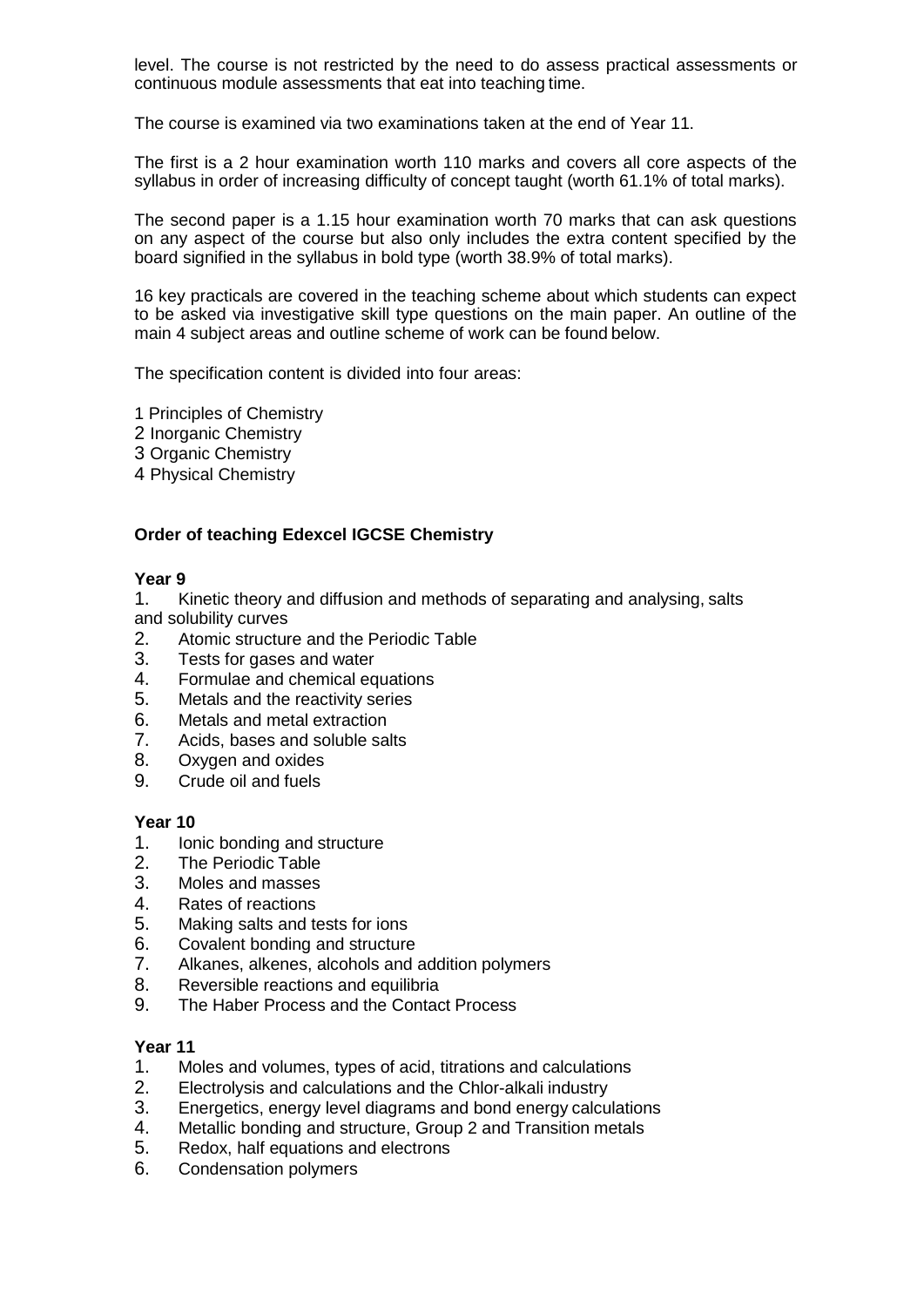level. The course is not restricted by the need to do assess practical assessments or continuous module assessments that eat into teaching time.

The course is examined via two examinations taken at the end of Year 11.

The first is a 2 hour examination worth 110 marks and covers all core aspects of the syllabus in order of increasing difficulty of concept taught (worth 61.1% of total marks).

The second paper is a 1.15 hour examination worth 70 marks that can ask questions on any aspect of the course but also only includes the extra content specified by the board signified in the syllabus in bold type (worth 38.9% of total marks).

16 key practicals are covered in the teaching scheme about which students can expect to be asked via investigative skill type questions on the main paper. An outline of the main 4 subject areas and outline scheme of work can be found below.

The specification content is divided into four areas:

1 Principles of Chemistry
2 Inorganic Chemistry
3 Organic Chemistry
4 Physical Chemistry

**Order of teaching Edexcel IGCSE Chemistry**

**Year 9**

1. Kinetic theory and diffusion and methods of separating and analysing, salts and solubility curves
2. Atomic structure and the Periodic Table
3. Tests for gases and water
4. Formulae and chemical equations
5. Metals and the reactivity series
6. Metals and metal extraction
7. Acids, bases and soluble salts
8. Oxygen and oxides
9. Crude oil and fuels

**Year 10**

1. Ionic bonding and structure
2. The Periodic Table
3. Moles and masses
4. Rates of reactions
5. Making salts and tests for ions
6. Covalent bonding and structure
7. Alkanes, alkenes, alcohols and addition polymers
8. Reversible reactions and equilibria
9. The Haber Process and the Contact Process

**Year 11**

1. Moles and volumes, types of acid, titrations and calculations
2. Electrolysis and calculations and the Chlor-alkali industry
3. Energetics, energy level diagrams and bond energy calculations
4. Metallic bonding and structure, Group 2 and Transition metals
5. Redox, half equations and electrons
6. Condensation polymers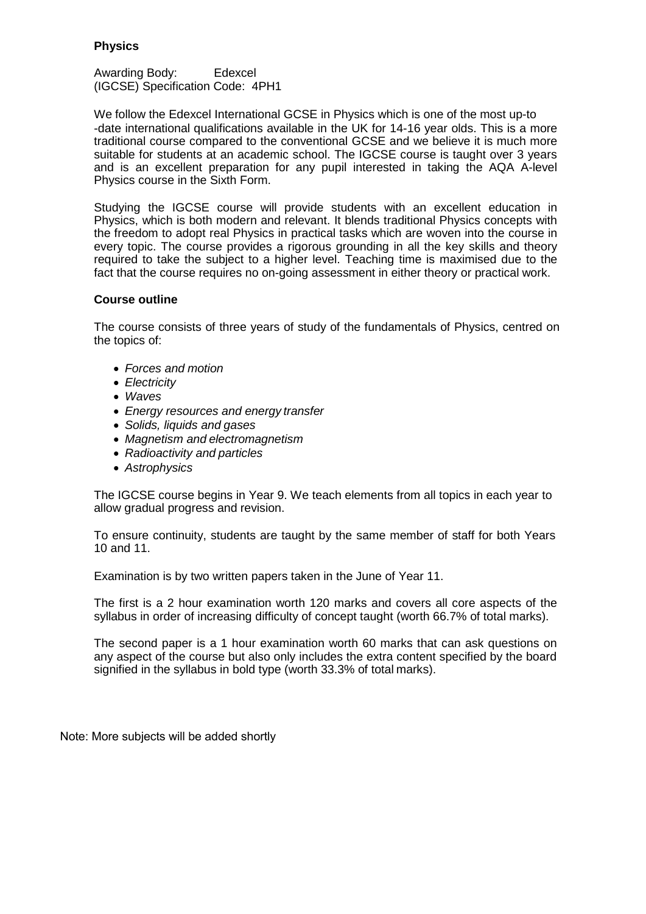**Physics**

Awarding Body: Edexcel
(IGCSE) Specification Code: 4PH1

We follow the Edexcel International GCSE in Physics which is one of the most up-to -date international qualifications available in the UK for 14-16 year olds. This is a more traditional course compared to the conventional GCSE and we believe it is much more suitable for students at an academic school. The IGCSE course is taught over 3 years and is an excellent preparation for any pupil interested in taking the AQA A-level Physics course in the Sixth Form.

Studying the IGCSE course will provide students with an excellent education in Physics, which is both modern and relevant. It blends traditional Physics concepts with the freedom to adopt real Physics in practical tasks which are woven into the course in every topic. The course provides a rigorous grounding in all the key skills and theory required to take the subject to a higher level. Teaching time is maximised due to the fact that the course requires no on-going assessment in either theory or practical work.

**Course outline**

The course consists of three years of study of the fundamentals of Physics, centred on the topics of:

- *Forces and motion*
- *Electricity*
- *Waves*
- *Energy resources and energy transfer*
- *Solids, liquids and gases*
- *Magnetism and electromagnetism*
- *Radioactivity and particles*
- *Astrophysics*

The IGCSE course begins in Year 9. We teach elements from all topics in each year to allow gradual progress and revision.

To ensure continuity, students are taught by the same member of staff for both Years 10 and 11.

Examination is by two written papers taken in the June of Year 11.

The first is a 2 hour examination worth 120 marks and covers all core aspects of the syllabus in order of increasing difficulty of concept taught (worth 66.7% of total marks).

The second paper is a 1 hour examination worth 60 marks that can ask questions on any aspect of the course but also only includes the extra content specified by the board signified in the syllabus in bold type (worth 33.3% of total marks).

Note: More subjects will be added shortly